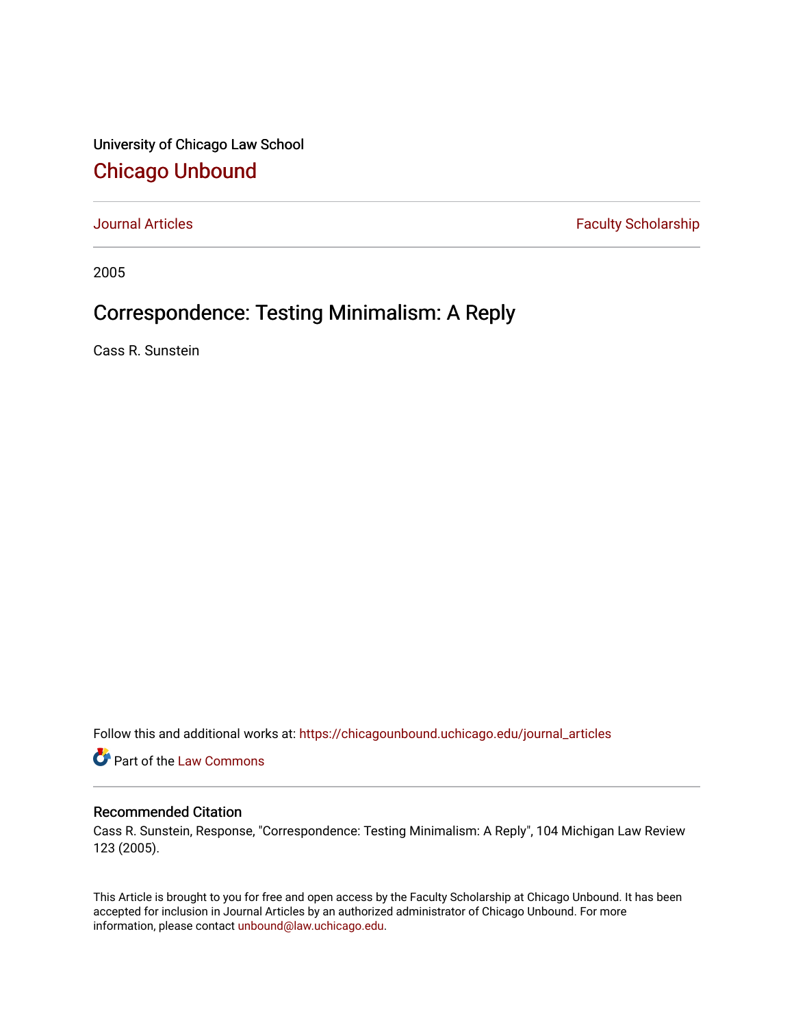University of Chicago Law School

## Chicago Unbound

Journal Articles | Faculty Scholarship

2005

# Correspondence: Testing Minimalism: A Reply

Cass R. Sunstein

Follow this and additional works at: https://chicagounbound.uchicago.edu/journal_articles

Part of the Law Commons

### Recommended Citation

Cass R. Sunstein, Response, "Correspondence: Testing Minimalism: A Reply", 104 Michigan Law Review 123 (2005).

This Article is brought to you for free and open access by the Faculty Scholarship at Chicago Unbound. It has been accepted for inclusion in Journal Articles by an authorized administrator of Chicago Unbound. For more information, please contact unbound@law.uchicago.edu.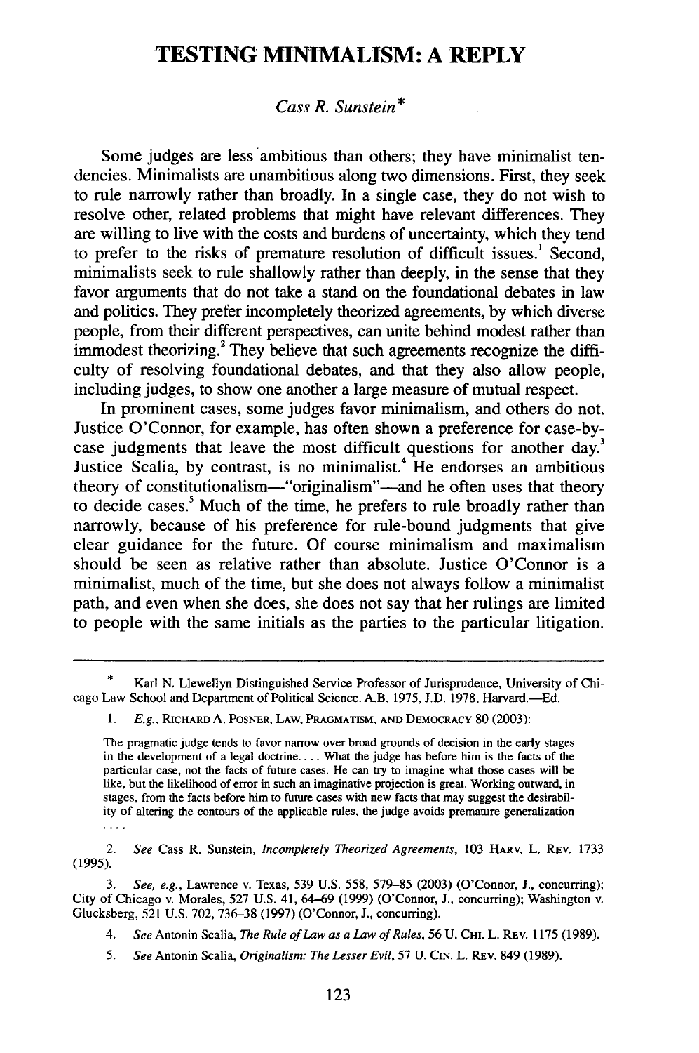# TESTING MINIMALISM: A REPLY

*Cass R. Sunstein*\*

Some judges are less ambitious than others; they have minimalist tendencies. Minimalists are unambitious along two dimensions. First, they seek to rule narrowly rather than broadly. In a single case, they do not wish to resolve other, related problems that might have relevant differences. They are willing to live with the costs and burdens of uncertainty, which they tend to prefer to the risks of premature resolution of difficult issues.[1] Second, minimalists seek to rule shallowly rather than deeply, in the sense that they favor arguments that do not take a stand on the foundational debates in law and politics. They prefer incompletely theorized agreements, by which diverse people, from their different perspectives, can unite behind modest rather than immodest theorizing.[2] They believe that such agreements recognize the difficulty of resolving foundational debates, and that they also allow people, including judges, to show one another a large measure of mutual respect.

In prominent cases, some judges favor minimalism, and others do not. Justice O'Connor, for example, has often shown a preference for case-by-case judgments that leave the most difficult questions for another day.[3] Justice Scalia, by contrast, is no minimalist.[4] He endorses an ambitious theory of constitutionalism—"originalism"—and he often uses that theory to decide cases.[5] Much of the time, he prefers to rule broadly rather than narrowly, because of his preference for rule-bound judgments that give clear guidance for the future. Of course minimalism and maximalism should be seen as relative rather than absolute. Justice O'Connor is a minimalist, much of the time, but she does not always follow a minimalist path, and even when she does, she does not say that her rulings are limited to people with the same initials as the parties to the particular litigation.

---

\* Karl N. Llewellyn Distinguished Service Professor of Jurisprudence, University of Chicago Law School and Department of Political Science. A.B. 1975, J.D. 1978, Harvard.—Ed.

1. *E.g.*, RICHARD A. POSNER, LAW, PRAGMATISM, AND DEMOCRACY 80 (2003):

> The pragmatic judge tends to favor narrow over broad grounds of decision in the early stages in the development of a legal doctrine. . . . What the judge has before him is the facts of the particular case, not the facts of future cases. He can try to imagine what those cases will be like, but the likelihood of error in such an imaginative projection is great. Working outward, in stages, from the facts before him to future cases with new facts that may suggest the desirability of altering the contours of the applicable rules, the judge avoids premature generalization . . . .

2. *See* Cass R. Sunstein, *Incompletely Theorized Agreements*, 103 HARV. L. REV. 1733 (1995).

3. *See, e.g.*, Lawrence v. Texas, 539 U.S. 558, 579–85 (2003) (O'Connor, J., concurring); City of Chicago v. Morales, 527 U.S. 41, 64–69 (1999) (O'Connor, J., concurring); Washington v. Glucksberg, 521 U.S. 702, 736–38 (1997) (O'Connor, J., concurring).

4. *See* Antonin Scalia, *The Rule of Law as a Law of Rules*, 56 U. CHI. L. REV. 1175 (1989).

5. *See* Antonin Scalia, *Originalism: The Lesser Evil*, 57 U. CIN. L. REV. 849 (1989).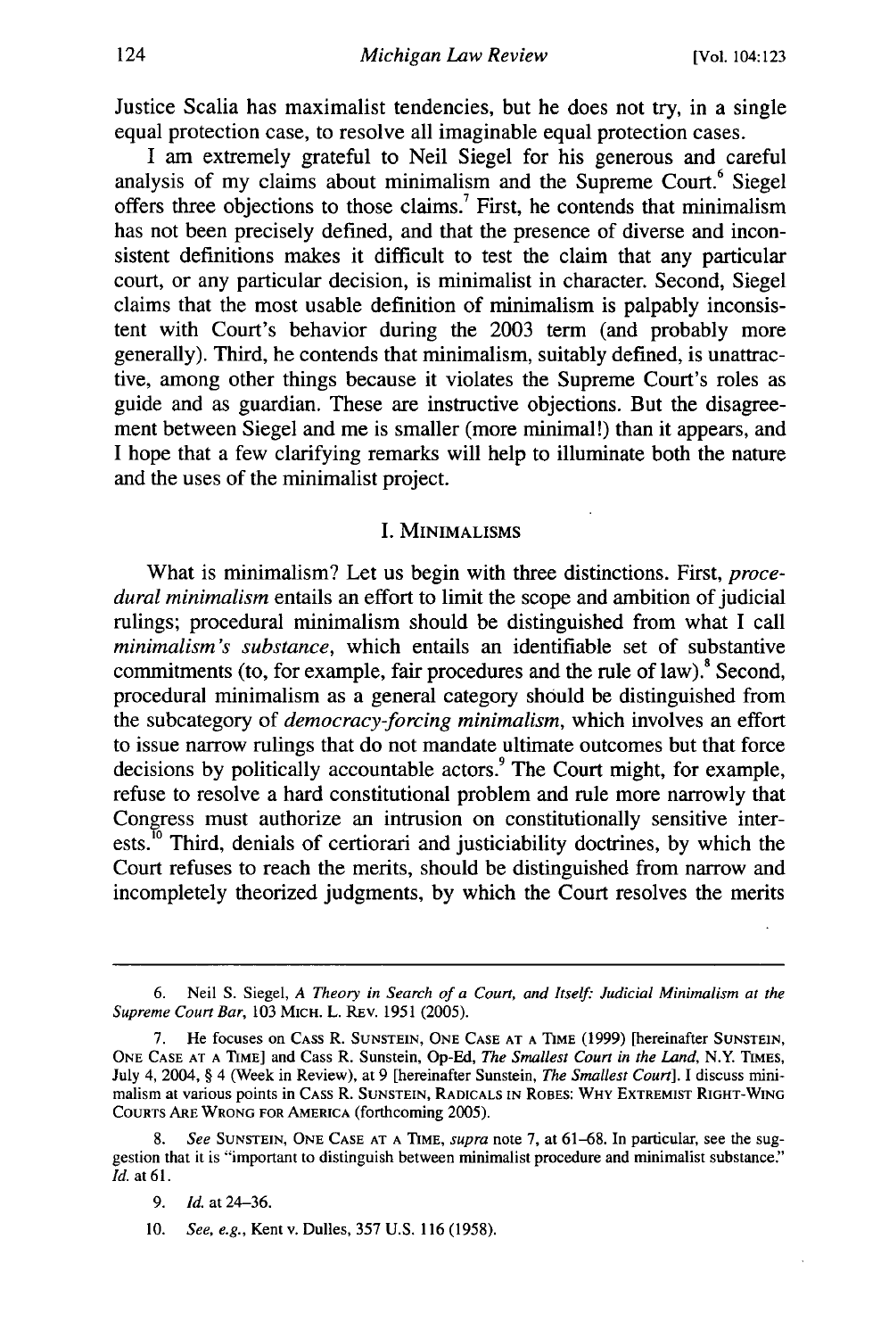Justice Scalia has maximalist tendencies, but he does not try, in a single equal protection case, to resolve all imaginable equal protection cases.

I am extremely grateful to Neil Siegel for his generous and careful analysis of my claims about minimalism and the Supreme Court.[6] Siegel offers three objections to those claims.[7] First, he contends that minimalism has not been precisely defined, and that the presence of diverse and inconsistent definitions makes it difficult to test the claim that any particular court, or any particular decision, is minimalist in character. Second, Siegel claims that the most usable definition of minimalism is palpably inconsistent with Court's behavior during the 2003 term (and probably more generally). Third, he contends that minimalism, suitably defined, is unattractive, among other things because it violates the Supreme Court's roles as guide and as guardian. These are instructive objections. But the disagreement between Siegel and me is smaller (more minimal!) than it appears, and I hope that a few clarifying remarks will help to illuminate both the nature and the uses of the minimalist project.

## I. MINIMALISMS

What is minimalism? Let us begin with three distinctions. First, *procedural minimalism* entails an effort to limit the scope and ambition of judicial rulings; procedural minimalism should be distinguished from what I call *minimalism's substance*, which entails an identifiable set of substantive commitments (to, for example, fair procedures and the rule of law).[8] Second, procedural minimalism as a general category should be distinguished from the subcategory of *democracy-forcing minimalism*, which involves an effort to issue narrow rulings that do not mandate ultimate outcomes but that force decisions by politically accountable actors.[9] The Court might, for example, refuse to resolve a hard constitutional problem and rule more narrowly that Congress must authorize an intrusion on constitutionally sensitive interests.[10] Third, denials of certiorari and justiciability doctrines, by which the Court refuses to reach the merits, should be distinguished from narrow and incompletely theorized judgments, by which the Court resolves the merits

---

6. Neil S. Siegel, *A Theory in Search of a Court, and Itself: Judicial Minimalism at the Supreme Court Bar*, 103 MICH. L. REV. 1951 (2005).

7. He focuses on CASS R. SUNSTEIN, ONE CASE AT A TIME (1999) [hereinafter SUNSTEIN, ONE CASE AT A TIME] and Cass R. Sunstein, Op-Ed, *The Smallest Court in the Land*, N.Y. TIMES, July 4, 2004, § 4 (Week in Review), at 9 [hereinafter Sunstein, *The Smallest Court*]. I discuss minimalism at various points in CASS R. SUNSTEIN, RADICALS IN ROBES: WHY EXTREMIST RIGHT-WING COURTS ARE WRONG FOR AMERICA (forthcoming 2005).

8. *See* SUNSTEIN, ONE CASE AT A TIME, *supra* note 7, at 61–68. In particular, see the suggestion that it is "important to distinguish between minimalist procedure and minimalist substance." *Id.* at 61.

9. *Id.* at 24–36.

10. *See, e.g.*, Kent v. Dulles, 357 U.S. 116 (1958).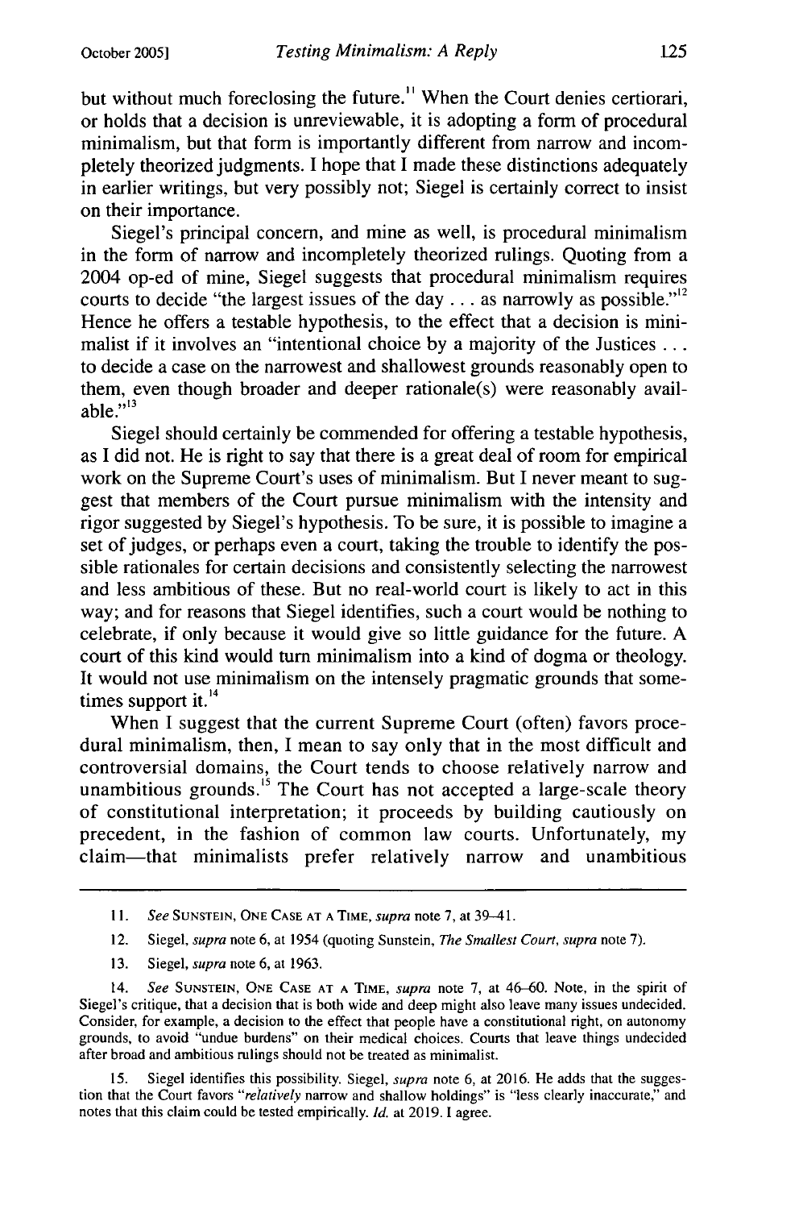but without much foreclosing the future.[11] When the Court denies certiorari, or holds that a decision is unreviewable, it is adopting a form of procedural minimalism, but that form is importantly different from narrow and incompletely theorized judgments. I hope that I made these distinctions adequately in earlier writings, but very possibly not; Siegel is certainly correct to insist on their importance.

Siegel's principal concern, and mine as well, is procedural minimalism in the form of narrow and incompletely theorized rulings. Quoting from a 2004 op-ed of mine, Siegel suggests that procedural minimalism requires courts to decide "the largest issues of the day . . . as narrowly as possible."[12] Hence he offers a testable hypothesis, to the effect that a decision is minimalist if it involves an "intentional choice by a majority of the Justices . . . to decide a case on the narrowest and shallowest grounds reasonably open to them, even though broader and deeper rationale(s) were reasonably available."[13]

Siegel should certainly be commended for offering a testable hypothesis, as I did not. He is right to say that there is a great deal of room for empirical work on the Supreme Court's uses of minimalism. But I never meant to suggest that members of the Court pursue minimalism with the intensity and rigor suggested by Siegel's hypothesis. To be sure, it is possible to imagine a set of judges, or perhaps even a court, taking the trouble to identify the possible rationales for certain decisions and consistently selecting the narrowest and less ambitious of these. But no real-world court is likely to act in this way; and for reasons that Siegel identifies, such a court would be nothing to celebrate, if only because it would give so little guidance for the future. A court of this kind would turn minimalism into a kind of dogma or theology. It would not use minimalism on the intensely pragmatic grounds that sometimes support it.[14]

When I suggest that the current Supreme Court (often) favors procedural minimalism, then, I mean to say only that in the most difficult and controversial domains, the Court tends to choose relatively narrow and unambitious grounds.[15] The Court has not accepted a large-scale theory of constitutional interpretation; it proceeds by building cautiously on precedent, in the fashion of common law courts. Unfortunately, my claim—that minimalists prefer relatively narrow and unambitious

---

11. *See* SUNSTEIN, ONE CASE AT A TIME, *supra* note 7, at 39–41.

12. Siegel, *supra* note 6, at 1954 (quoting Sunstein, *The Smallest Court*, *supra* note 7).

13. Siegel, *supra* note 6, at 1963.

14. *See* SUNSTEIN, ONE CASE AT A TIME, *supra* note 7, at 46–60. Note, in the spirit of Siegel's critique, that a decision that is both wide and deep might also leave many issues undecided. Consider, for example, a decision to the effect that people have a constitutional right, on autonomy grounds, to avoid "undue burdens" on their medical choices. Courts that leave things undecided after broad and ambitious rulings should not be treated as minimalist.

15. Siegel identifies this possibility. Siegel, *supra* note 6, at 2016. He adds that the suggestion that the Court favors "*relatively* narrow and shallow holdings" is "less clearly inaccurate," and notes that this claim could be tested empirically. *Id.* at 2019. I agree.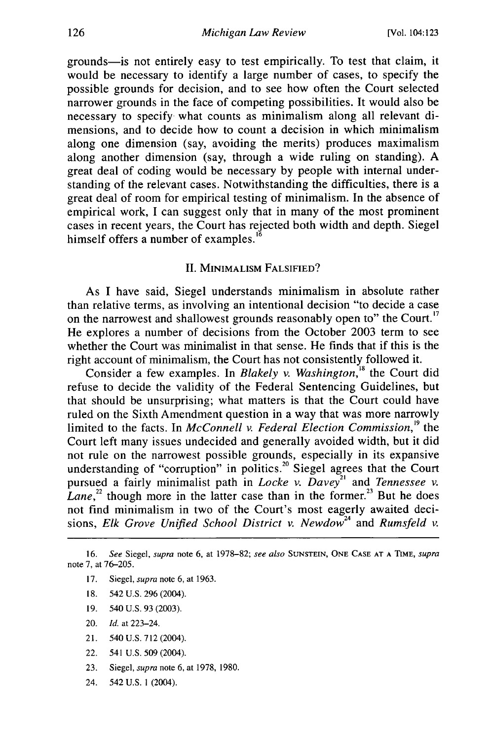grounds—is not entirely easy to test empirically. To test that claim, it would be necessary to identify a large number of cases, to specify the possible grounds for decision, and to see how often the Court selected narrower grounds in the face of competing possibilities. It would also be necessary to specify what counts as minimalism along all relevant dimensions, and to decide how to count a decision in which minimalism along one dimension (say, avoiding the merits) produces maximalism along another dimension (say, through a wide ruling on standing). A great deal of coding would be necessary by people with internal understanding of the relevant cases. Notwithstanding the difficulties, there is a great deal of room for empirical testing of minimalism. In the absence of empirical work, I can suggest only that in many of the most prominent cases in recent years, the Court has rejected both width and depth. Siegel himself offers a number of examples.[16]

## II. MINIMALISM FALSIFIED?

As I have said, Siegel understands minimalism in absolute rather than relative terms, as involving an intentional decision "to decide a case on the narrowest and shallowest grounds reasonably open to" the Court.[17] He explores a number of decisions from the October 2003 term to see whether the Court was minimalist in that sense. He finds that if this is the right account of minimalism, the Court has not consistently followed it.

Consider a few examples. In *Blakely v. Washington*,[18] the Court did refuse to decide the validity of the Federal Sentencing Guidelines, but that should be unsurprising; what matters is that the Court could have ruled on the Sixth Amendment question in a way that was more narrowly limited to the facts. In *McConnell v. Federal Election Commission*,[19] the Court left many issues undecided and generally avoided width, but it did not rule on the narrowest possible grounds, especially in its expansive understanding of "corruption" in politics.[20] Siegel agrees that the Court pursued a fairly minimalist path in *Locke v. Davey*[21] and *Tennessee v. Lane*,[22] though more in the latter case than in the former.[23] But he does not find minimalism in two of the Court's most eagerly awaited decisions, *Elk Grove Unified School District v. Newdow*[24] and *Rumsfeld v.*

---

16. *See* Siegel, *supra* note 6, at 1978–82; *see also* SUNSTEIN, ONE CASE AT A TIME, *supra* note 7, at 76–205.

17. Siegel, *supra* note 6, at 1963.

18. 542 U.S. 296 (2004).

19. 540 U.S. 93 (2003).

20. *Id.* at 223–24.

21. 540 U.S. 712 (2004).

22. 541 U.S. 509 (2004).

23. Siegel, *supra* note 6, at 1978, 1980.

24. 542 U.S. 1 (2004).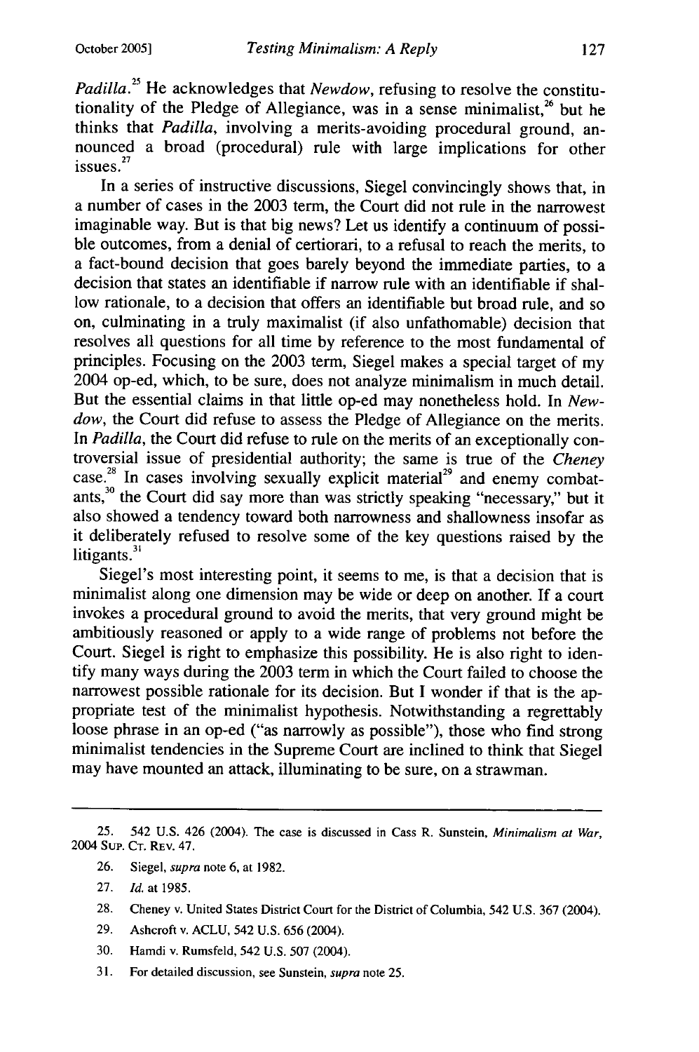*Padilla*.[25] He acknowledges that *Newdow*, refusing to resolve the constitutionality of the Pledge of Allegiance, was in a sense minimalist,[26] but he thinks that *Padilla*, involving a merits-avoiding procedural ground, announced a broad (procedural) rule with large implications for other issues.[27]

In a series of instructive discussions, Siegel convincingly shows that, in a number of cases in the 2003 term, the Court did not rule in the narrowest imaginable way. But is that big news? Let us identify a continuum of possible outcomes, from a denial of certiorari, to a refusal to reach the merits, to a fact-bound decision that goes barely beyond the immediate parties, to a decision that states an identifiable if narrow rule with an identifiable if shallow rationale, to a decision that offers an identifiable but broad rule, and so on, culminating in a truly maximalist (if also unfathomable) decision that resolves all questions for all time by reference to the most fundamental of principles. Focusing on the 2003 term, Siegel makes a special target of my 2004 op-ed, which, to be sure, does not analyze minimalism in much detail. But the essential claims in that little op-ed may nonetheless hold. In *Newdow*, the Court did refuse to assess the Pledge of Allegiance on the merits. In *Padilla*, the Court did refuse to rule on the merits of an exceptionally controversial issue of presidential authority; the same is true of the *Cheney* case.[28] In cases involving sexually explicit material[29] and enemy combatants,[30] the Court did say more than was strictly speaking "necessary," but it also showed a tendency toward both narrowness and shallowness insofar as it deliberately refused to resolve some of the key questions raised by the litigants.[31]

Siegel's most interesting point, it seems to me, is that a decision that is minimalist along one dimension may be wide or deep on another. If a court invokes a procedural ground to avoid the merits, that very ground might be ambitiously reasoned or apply to a wide range of problems not before the Court. Siegel is right to emphasize this possibility. He is also right to identify many ways during the 2003 term in which the Court failed to choose the narrowest possible rationale for its decision. But I wonder if that is the appropriate test of the minimalist hypothesis. Notwithstanding a regrettably loose phrase in an op-ed ("as narrowly as possible"), those who find strong minimalist tendencies in the Supreme Court are inclined to think that Siegel may have mounted an attack, illuminating to be sure, on a strawman.

---

25. 542 U.S. 426 (2004). The case is discussed in Cass R. Sunstein, *Minimalism at War*, 2004 SUP. CT. REV. 47.

26. Siegel, *supra* note 6, at 1982.

27. *Id.* at 1985.

28. Cheney v. United States District Court for the District of Columbia, 542 U.S. 367 (2004).

29. Ashcroft v. ACLU, 542 U.S. 656 (2004).

30. Hamdi v. Rumsfeld, 542 U.S. 507 (2004).

31. For detailed discussion, see Sunstein, *supra* note 25.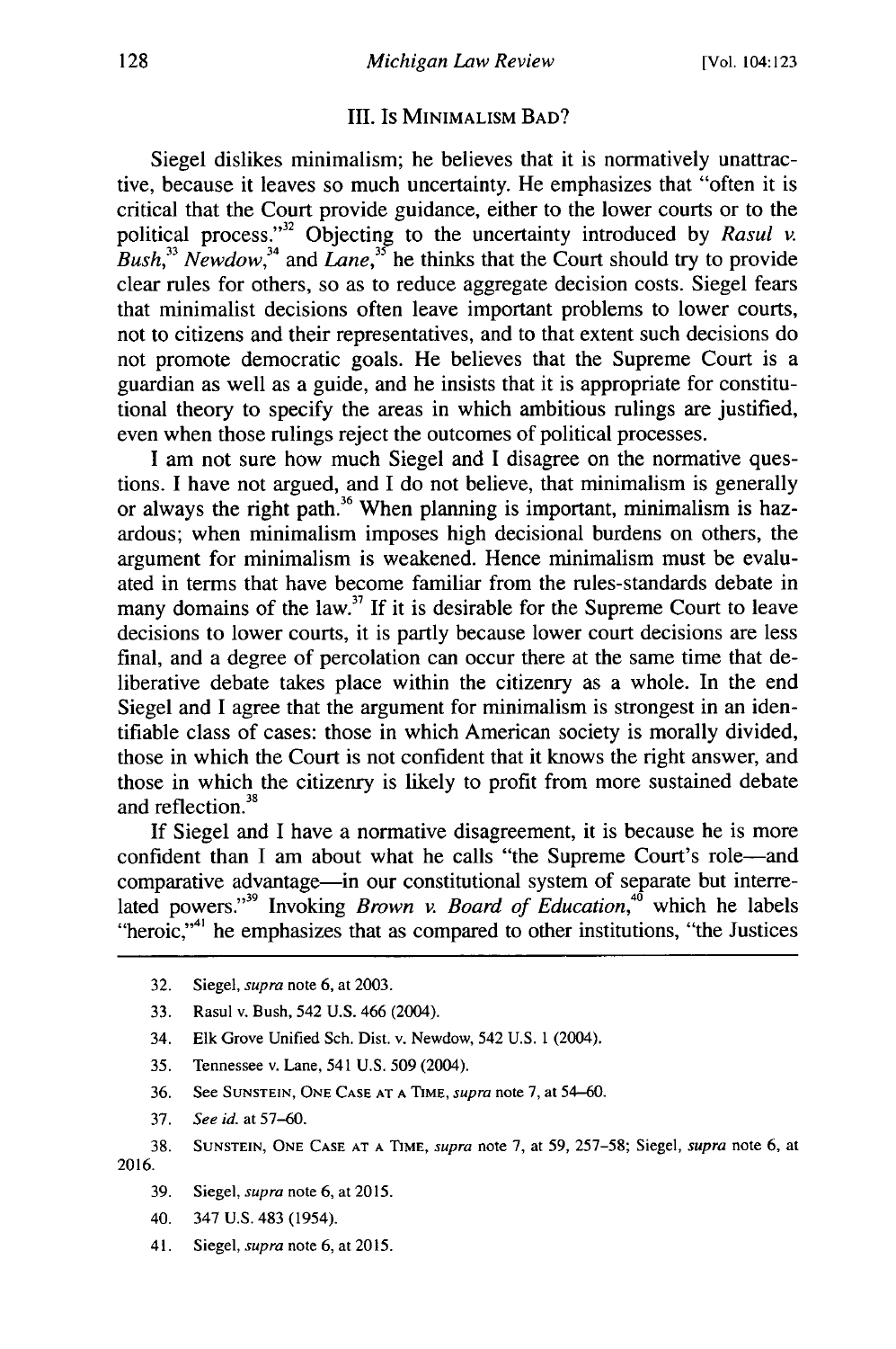### III. Is Minimalism Bad?

Siegel dislikes minimalism; he believes that it is normatively unattractive, because it leaves so much uncertainty. He emphasizes that "often it is critical that the Court provide guidance, either to the lower courts or to the political process."[32] Objecting to the uncertainty introduced by *Rasul v. Bush*,[33] *Newdow*,[34] and *Lane*,[35] he thinks that the Court should try to provide clear rules for others, so as to reduce aggregate decision costs. Siegel fears that minimalist decisions often leave important problems to lower courts, not to citizens and their representatives, and to that extent such decisions do not promote democratic goals. He believes that the Supreme Court is a guardian as well as a guide, and he insists that it is appropriate for constitutional theory to specify the areas in which ambitious rulings are justified, even when those rulings reject the outcomes of political processes.

I am not sure how much Siegel and I disagree on the normative questions. I have not argued, and I do not believe, that minimalism is generally or always the right path.[36] When planning is important, minimalism is hazardous; when minimalism imposes high decisional burdens on others, the argument for minimalism is weakened. Hence minimalism must be evaluated in terms that have become familiar from the rules-standards debate in many domains of the law.[37] If it is desirable for the Supreme Court to leave decisions to lower courts, it is partly because lower court decisions are less final, and a degree of percolation can occur there at the same time that deliberative debate takes place within the citizenry as a whole. In the end Siegel and I agree that the argument for minimalism is strongest in an identifiable class of cases: those in which American society is morally divided, those in which the Court is not confident that it knows the right answer, and those in which the citizenry is likely to profit from more sustained debate and reflection.[38]

If Siegel and I have a normative disagreement, it is because he is more confident than I am about what he calls "the Supreme Court's role—and comparative advantage—in our constitutional system of separate but interrelated powers."[39] Invoking *Brown v. Board of Education*,[40] which he labels "heroic,"[41] he emphasizes that as compared to other institutions, "the Justices

---

32. Siegel, *supra* note 6, at 2003.

33. Rasul v. Bush, 542 U.S. 466 (2004).

34. Elk Grove Unified Sch. Dist. v. Newdow, 542 U.S. 1 (2004).

35. Tennessee v. Lane, 541 U.S. 509 (2004).

36. See Sunstein, One Case at a Time, *supra* note 7, at 54–60.

37. *See id.* at 57–60.

38. Sunstein, One Case at a Time, *supra* note 7, at 59, 257–58; Siegel, *supra* note 6, at 2016.

39. Siegel, *supra* note 6, at 2015.

40. 347 U.S. 483 (1954).

41. Siegel, *supra* note 6, at 2015.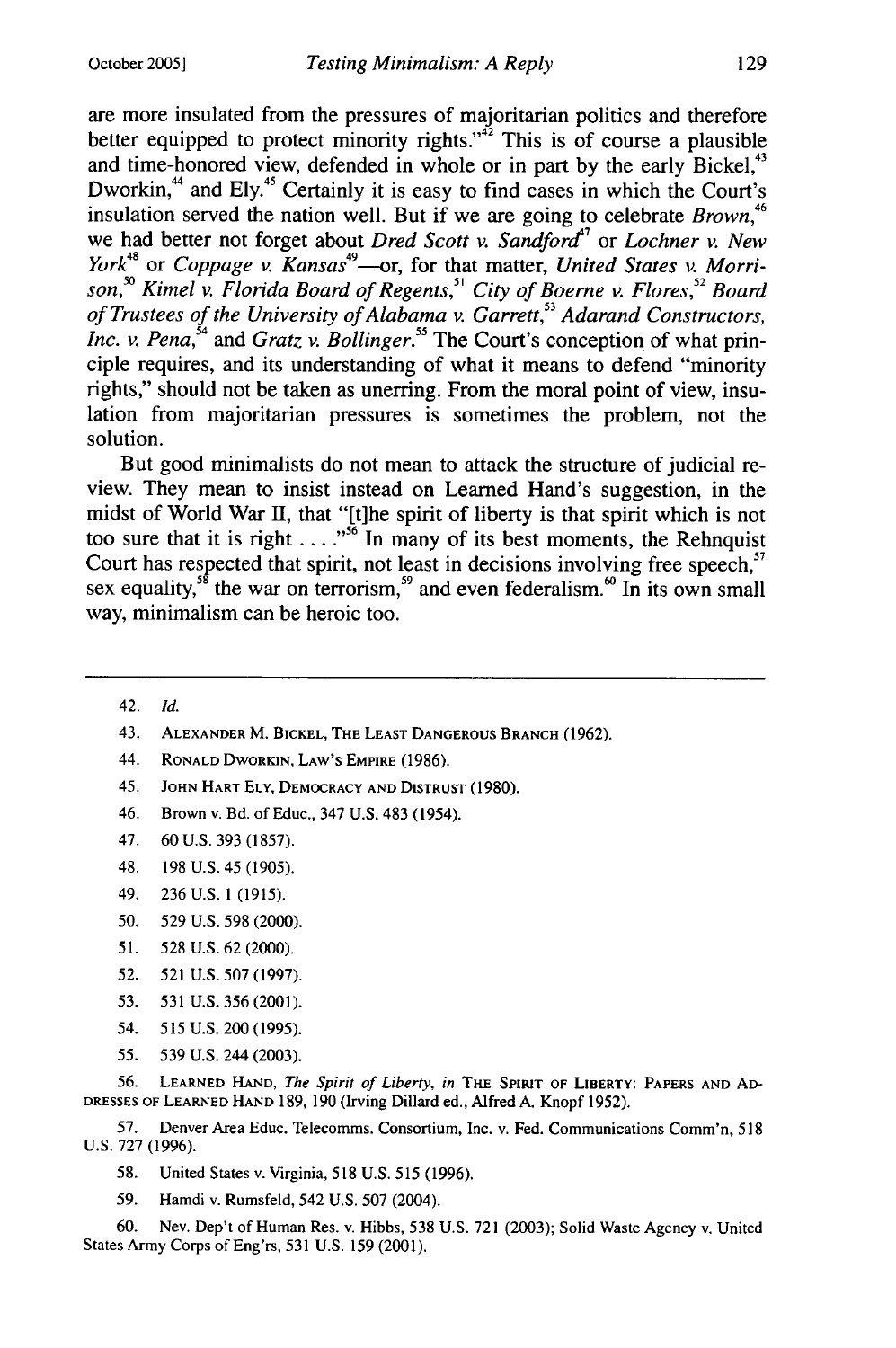are more insulated from the pressures of majoritarian politics and therefore better equipped to protect minority rights."[42] This is of course a plausible and time-honored view, defended in whole or in part by the early Bickel,[43] Dworkin,[44] and Ely.[45] Certainly it is easy to find cases in which the Court's insulation served the nation well. But if we are going to celebrate *Brown*,[46] we had better not forget about *Dred Scott v. Sandford*[47] or *Lochner v. New York*[48] or *Coppage v. Kansas*[49]—or, for that matter, *United States v. Morrison*,[50] *Kimel v. Florida Board of Regents*,[51] *City of Boerne v. Flores*,[52] *Board of Trustees of the University of Alabama v. Garrett*,[53] *Adarand Constructors, Inc. v. Pena*,[54] and *Gratz v. Bollinger*.[55] The Court's conception of what principle requires, and its understanding of what it means to defend "minority rights," should not be taken as unerring. From the moral point of view, insulation from majoritarian pressures is sometimes the problem, not the solution.

But good minimalists do not mean to attack the structure of judicial review. They mean to insist instead on Learned Hand's suggestion, in the midst of World War II, that "[t]he spirit of liberty is that spirit which is not too sure that it is right . . . ."[56] In many of its best moments, the Rehnquist Court has respected that spirit, not least in decisions involving free speech,[57] sex equality,[58] the war on terrorism,[59] and even federalism.[60] In its own small way, minimalism can be heroic too.

---

42. *Id.*

43. ALEXANDER M. BICKEL, THE LEAST DANGEROUS BRANCH (1962).

44. RONALD DWORKIN, LAW'S EMPIRE (1986).

45. JOHN HART ELY, DEMOCRACY AND DISTRUST (1980).

46. Brown v. Bd. of Educ., 347 U.S. 483 (1954).

47. 60 U.S. 393 (1857).

48. 198 U.S. 45 (1905).

49. 236 U.S. 1 (1915).

50. 529 U.S. 598 (2000).

51. 528 U.S. 62 (2000).

52. 521 U.S. 507 (1997).

53. 531 U.S. 356 (2001).

54. 515 U.S. 200 (1995).

55. 539 U.S. 244 (2003).

56. LEARNED HAND, *The Spirit of Liberty*, *in* THE SPIRIT OF LIBERTY: PAPERS AND ADDRESSES OF LEARNED HAND 189, 190 (Irving Dillard ed., Alfred A. Knopf 1952).

57. Denver Area Educ. Telecomms. Consortium, Inc. v. Fed. Communications Comm'n, 518 U.S. 727 (1996).

58. United States v. Virginia, 518 U.S. 515 (1996).

59. Hamdi v. Rumsfeld, 542 U.S. 507 (2004).

60. Nev. Dep't of Human Res. v. Hibbs, 538 U.S. 721 (2003); Solid Waste Agency v. United States Army Corps of Eng'rs, 531 U.S. 159 (2001).